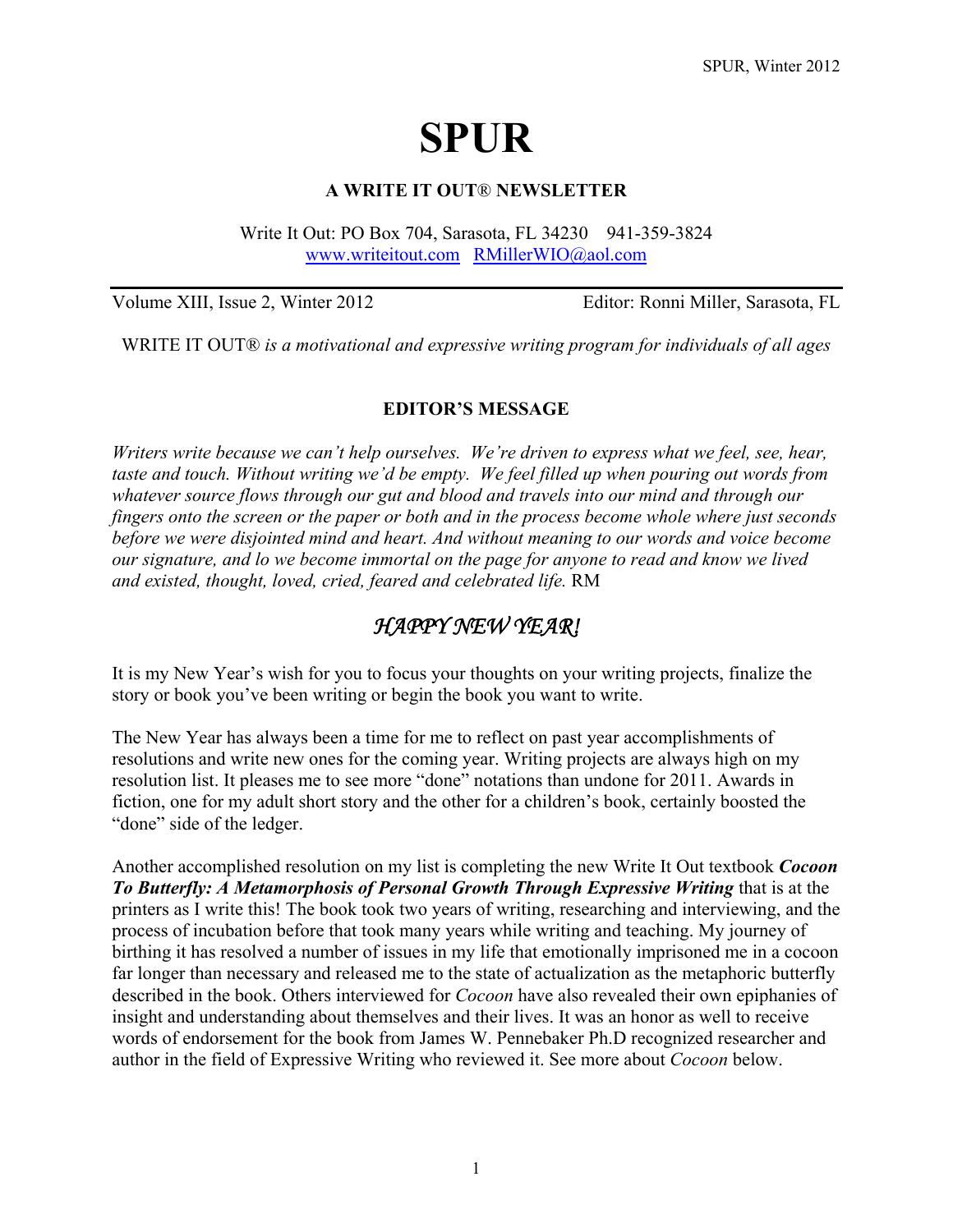# SPUR

**A WRITE IT OUT® NEWSLETTER**

Write It Out: PO Box 704, Sarasota, FL 34230 941-359-3824
www.writeitout.com RMillerWIO@aol.com

Volume XIII, Issue 2, Winter 2012 Editor: Ronni Miller, Sarasota, FL

WRITE IT OUT® *is a motivational and expressive writing program for individuals of all ages*

## EDITOR'S MESSAGE

*Writers write because we can't help ourselves. We're driven to express what we feel, see, hear, taste and touch. Without writing we'd be empty. We feel filled up when pouring out words from whatever source flows through our gut and blood and travels into our mind and through our fingers onto the screen or the paper or both and in the process become whole where just seconds before we were disjointed mind and heart. And without meaning to our words and voice become our signature, and lo we become immortal on the page for anyone to read and know we lived and existed, thought, loved, cried, feared and celebrated life.* RM

## *HAPPY NEW YEAR!*

It is my New Year's wish for you to focus your thoughts on your writing projects, finalize the story or book you've been writing or begin the book you want to write.

The New Year has always been a time for me to reflect on past year accomplishments of resolutions and write new ones for the coming year. Writing projects are always high on my resolution list. It pleases me to see more "done" notations than undone for 2011. Awards in fiction, one for my adult short story and the other for a children's book, certainly boosted the "done" side of the ledger.

Another accomplished resolution on my list is completing the new Write It Out textbook ***Cocoon To Butterfly: A Metamorphosis of Personal Growth Through Expressive Writing*** that is at the printers as I write this! The book took two years of writing, researching and interviewing, and the process of incubation before that took many years while writing and teaching. My journey of birthing it has resolved a number of issues in my life that emotionally imprisoned me in a cocoon far longer than necessary and released me to the state of actualization as the metaphoric butterfly described in the book. Others interviewed for *Cocoon* have also revealed their own epiphanies of insight and understanding about themselves and their lives. It was an honor as well to receive words of endorsement for the book from James W. Pennebaker Ph.D recognized researcher and author in the field of Expressive Writing who reviewed it. See more about *Cocoon* below.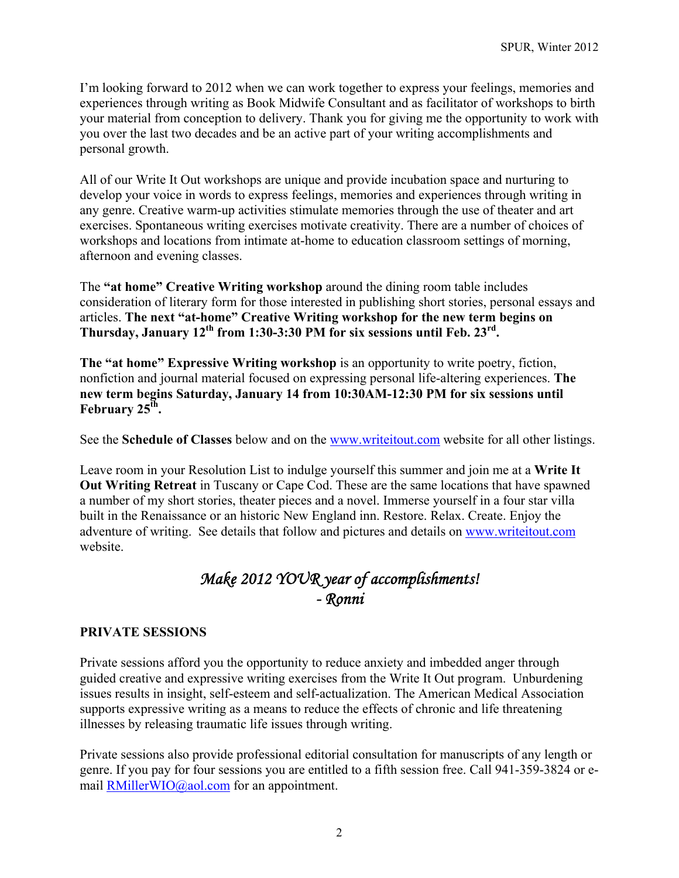I'm looking forward to 2012 when we can work together to express your feelings, memories and experiences through writing as Book Midwife Consultant and as facilitator of workshops to birth your material from conception to delivery. Thank you for giving me the opportunity to work with you over the last two decades and be an active part of your writing accomplishments and personal growth.

All of our Write It Out workshops are unique and provide incubation space and nurturing to develop your voice in words to express feelings, memories and experiences through writing in any genre. Creative warm-up activities stimulate memories through the use of theater and art exercises. Spontaneous writing exercises motivate creativity. There are a number of choices of workshops and locations from intimate at-home to education classroom settings of morning, afternoon and evening classes.

The **"at home" Creative Writing workshop** around the dining room table includes consideration of literary form for those interested in publishing short stories, personal essays and articles. **The next "at-home" Creative Writing workshop for the new term begins on Thursday, January 12th from 1:30-3:30 PM for six sessions until Feb. 23rd.**

**The "at home" Expressive Writing workshop** is an opportunity to write poetry, fiction, nonfiction and journal material focused on expressing personal life-altering experiences. **The new term begins Saturday, January 14 from 10:30AM-12:30 PM for six sessions until February 25th.**

See the **Schedule of Classes** below and on the www.writeitout.com website for all other listings.

Leave room in your Resolution List to indulge yourself this summer and join me at a **Write It Out Writing Retreat** in Tuscany or Cape Cod. These are the same locations that have spawned a number of my short stories, theater pieces and a novel. Immerse yourself in a four star villa built in the Renaissance or an historic New England inn. Restore. Relax. Create. Enjoy the adventure of writing. See details that follow and pictures and details on www.writeitout.com website.

*Make 2012 YOUR year of accomplishments!*
*- Ronni*

**PRIVATE SESSIONS**

Private sessions afford you the opportunity to reduce anxiety and imbedded anger through guided creative and expressive writing exercises from the Write It Out program. Unburdening issues results in insight, self-esteem and self-actualization. The American Medical Association supports expressive writing as a means to reduce the effects of chronic and life threatening illnesses by releasing traumatic life issues through writing.

Private sessions also provide professional editorial consultation for manuscripts of any length or genre. If you pay for four sessions you are entitled to a fifth session free. Call 941-359-3824 or e-mail RMillerWIO@aol.com for an appointment.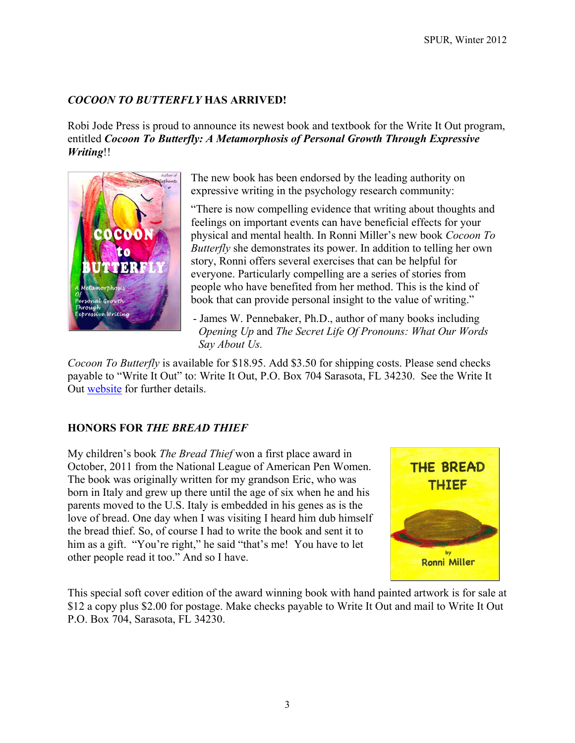## *COCOON TO BUTTERFLY* HAS ARRIVED!

Robi Jode Press is proud to announce its newest book and textbook for the Write It Out program, entitled ***Cocoon To Butterfly: A Metamorphosis of Personal Growth Through Expressive Writing***!!

The new book has been endorsed by the leading authority on expressive writing in the psychology research community:

"There is now compelling evidence that writing about thoughts and feelings on important events can have beneficial effects for your physical and mental health. In Ronni Miller's new book *Cocoon To Butterfly* she demonstrates its power. In addition to telling her own story, Ronni offers several exercises that can be helpful for everyone. Particularly compelling are a series of stories from people who have benefited from her method. This is the kind of book that can provide personal insight to the value of writing."

- James W. Pennebaker, Ph.D., author of many books including *Opening Up* and *The Secret Life Of Pronouns: What Our Words Say About Us.*

*Cocoon To Butterfly* is available for $18.95. Add $3.50 for shipping costs. Please send checks payable to "Write It Out" to: Write It Out, P.O. Box 704 Sarasota, FL 34230. See the Write It Out website for further details.

## HONORS FOR *THE BREAD THIEF*

My children's book *The Bread Thief* won a first place award in October, 2011 from the National League of American Pen Women. The book was originally written for my grandson Eric, who was born in Italy and grew up there until the age of six when he and his parents moved to the U.S. Italy is embedded in his genes as is the love of bread. One day when I was visiting I heard him dub himself the bread thief. So, of course I had to write the book and sent it to him as a gift. "You're right," he said "that's me! You have to let other people read it too." And so I have.

This special soft cover edition of the award winning book with hand painted artwork is for sale at $12 a copy plus $2.00 for postage. Make checks payable to Write It Out and mail to Write It Out P.O. Box 704, Sarasota, FL 34230.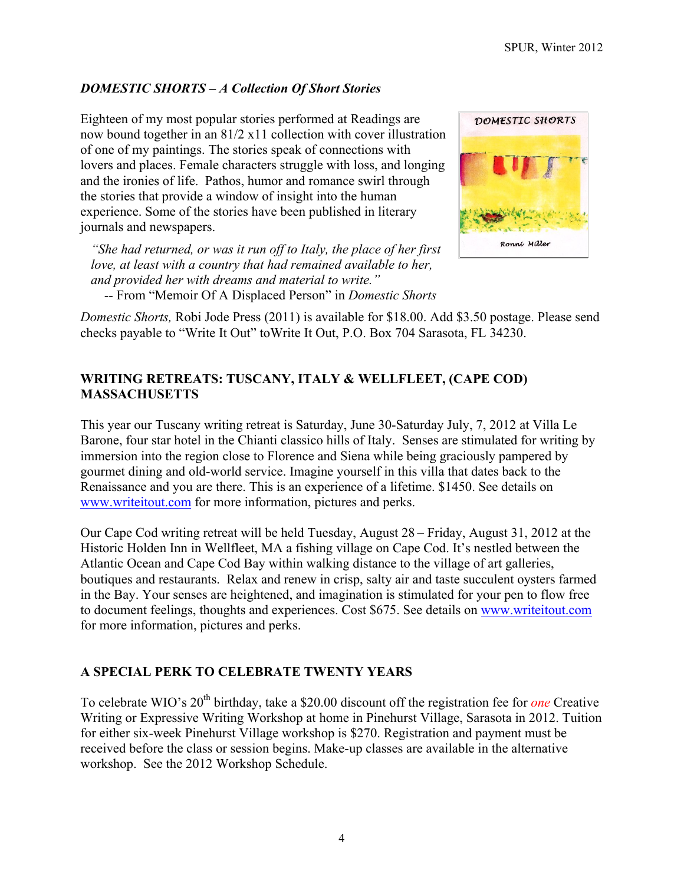### *DOMESTIC SHORTS – A Collection Of Short Stories*

Eighteen of my most popular stories performed at Readings are now bound together in an 81/2 x11 collection with cover illustration of one of my paintings. The stories speak of connections with lovers and places. Female characters struggle with loss, and longing and the ironies of life. Pathos, humor and romance swirl through the stories that provide a window of insight into the human experience. Some of the stories have been published in literary journals and newspapers.

> *"She had returned, or was it run off to Italy, the place of her first love, at least with a country that had remained available to her, and provided her with dreams and material to write."*
>
> -- From "Memoir Of A Displaced Person" in *Domestic Shorts*

*Domestic Shorts,* Robi Jode Press (2011) is available for $18.00. Add $3.50 postage. Please send checks payable to "Write It Out" toWrite It Out, P.O. Box 704 Sarasota, FL 34230.

### WRITING RETREATS: TUSCANY, ITALY & WELLFLEET, (CAPE COD) MASSACHUSETTS

This year our Tuscany writing retreat is Saturday, June 30-Saturday July, 7, 2012 at Villa Le Barone, four star hotel in the Chianti classico hills of Italy. Senses are stimulated for writing by immersion into the region close to Florence and Siena while being graciously pampered by gourmet dining and old-world service. Imagine yourself in this villa that dates back to the Renaissance and you are there. This is an experience of a lifetime. $1450. See details on www.writeitout.com for more information, pictures and perks.

Our Cape Cod writing retreat will be held Tuesday, August 28 – Friday, August 31, 2012 at the Historic Holden Inn in Wellfleet, MA a fishing village on Cape Cod. It's nestled between the Atlantic Ocean and Cape Cod Bay within walking distance to the village of art galleries, boutiques and restaurants. Relax and renew in crisp, salty air and taste succulent oysters farmed in the Bay. Your senses are heightened, and imagination is stimulated for your pen to flow free to document feelings, thoughts and experiences. Cost $675. See details on www.writeitout.com for more information, pictures and perks.

### A SPECIAL PERK TO CELEBRATE TWENTY YEARS

To celebrate WIO's 20th birthday, take a $20.00 discount off the registration fee for *one* Creative Writing or Expressive Writing Workshop at home in Pinehurst Village, Sarasota in 2012. Tuition for either six-week Pinehurst Village workshop is $270. Registration and payment must be received before the class or session begins. Make-up classes are available in the alternative workshop. See the 2012 Workshop Schedule.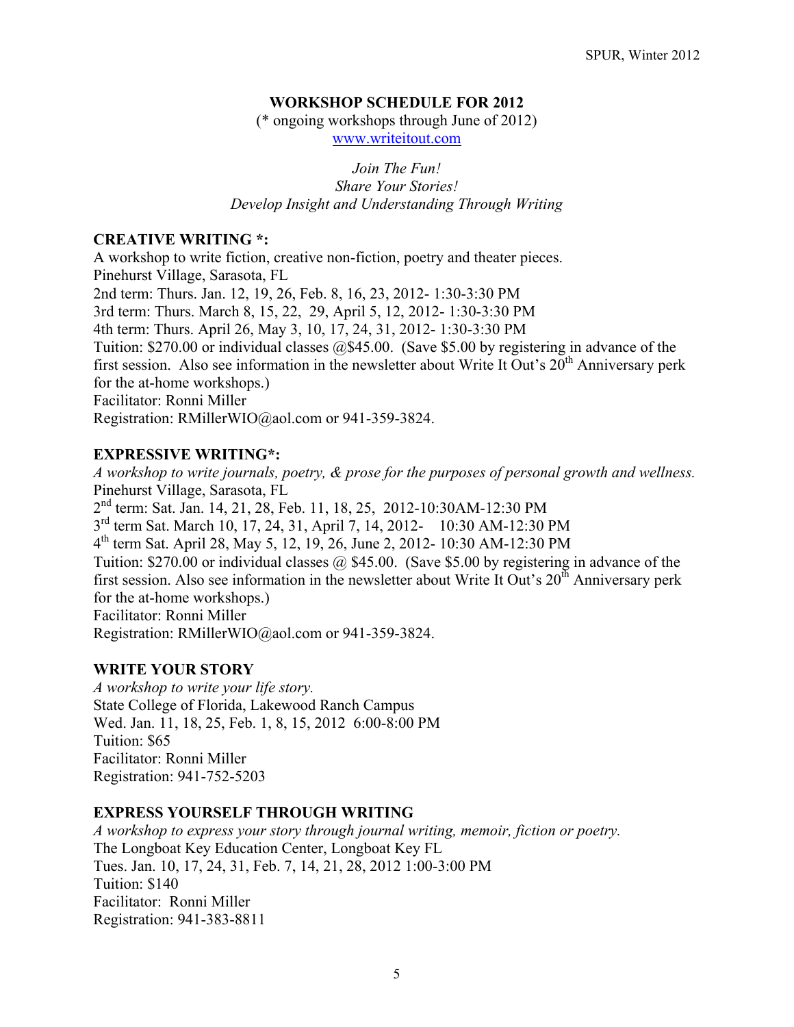## WORKSHOP SCHEDULE FOR 2012

(* ongoing workshops through June of 2012)
www.writeitout.com

*Join The Fun!*
*Share Your Stories!*
*Develop Insight and Understanding Through Writing*

### CREATIVE WRITING *:

A workshop to write fiction, creative non-fiction, poetry and theater pieces.
Pinehurst Village, Sarasota, FL
2nd term: Thurs. Jan. 12, 19, 26, Feb. 8, 16, 23, 2012- 1:30-3:30 PM
3rd term: Thurs. March 8, 15, 22, 29, April 5, 12, 2012- 1:30-3:30 PM
4th term: Thurs. April 26, May 3, 10, 17, 24, 31, 2012- 1:30-3:30 PM
Tuition: $270.00 or individual classes @$45.00. (Save $5.00 by registering in advance of the first session. Also see information in the newsletter about Write It Out's 20th Anniversary perk for the at-home workshops.)
Facilitator: Ronni Miller
Registration: RMillerWIO@aol.com or 941-359-3824.

### EXPRESSIVE WRITING*:

*A workshop to write journals, poetry, & prose for the purposes of personal growth and wellness.*
Pinehurst Village, Sarasota, FL
2nd term: Sat. Jan. 14, 21, 28, Feb. 11, 18, 25, 2012-10:30AM-12:30 PM
3rd term Sat. March 10, 17, 24, 31, April 7, 14, 2012- 10:30 AM-12:30 PM
4th term Sat. April 28, May 5, 12, 19, 26, June 2, 2012- 10:30 AM-12:30 PM
Tuition: $270.00 or individual classes @ $45.00. (Save $5.00 by registering in advance of the first session. Also see information in the newsletter about Write It Out's 20th Anniversary perk for the at-home workshops.)
Facilitator: Ronni Miller
Registration: RMillerWIO@aol.com or 941-359-3824.

### WRITE YOUR STORY

*A workshop to write your life story.*
State College of Florida, Lakewood Ranch Campus
Wed. Jan. 11, 18, 25, Feb. 1, 8, 15, 2012 6:00-8:00 PM
Tuition: $65
Facilitator: Ronni Miller
Registration: 941-752-5203

### EXPRESS YOURSELF THROUGH WRITING

*A workshop to express your story through journal writing, memoir, fiction or poetry.*
The Longboat Key Education Center, Longboat Key FL
Tues. Jan. 10, 17, 24, 31, Feb. 7, 14, 21, 28, 2012 1:00-3:00 PM
Tuition: $140
Facilitator: Ronni Miller
Registration: 941-383-8811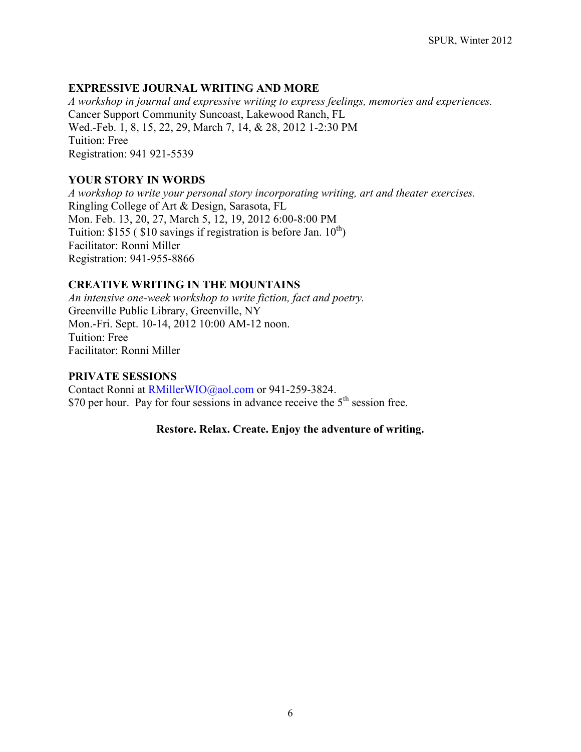**EXPRESSIVE JOURNAL WRITING AND MORE**

*A workshop in journal and expressive writing to express feelings, memories and experiences.*
Cancer Support Community Suncoast, Lakewood Ranch, FL
Wed.-Feb. 1, 8, 15, 22, 29, March 7, 14, & 28, 2012 1-2:30 PM
Tuition: Free
Registration: 941 921-5539

**YOUR STORY IN WORDS**

*A workshop to write your personal story incorporating writing, art and theater exercises.*
Ringling College of Art & Design, Sarasota, FL
Mon. Feb. 13, 20, 27, March 5, 12, 19, 2012 6:00-8:00 PM
Tuition: $155 ( $10 savings if registration is before Jan. 10th)
Facilitator: Ronni Miller
Registration: 941-955-8866

**CREATIVE WRITING IN THE MOUNTAINS**

*An intensive one-week workshop to write fiction, fact and poetry.*
Greenville Public Library, Greenville, NY
Mon.-Fri. Sept. 10-14, 2012 10:00 AM-12 noon.
Tuition: Free
Facilitator: Ronni Miller

**PRIVATE SESSIONS**

Contact Ronni at RMillerWIO@aol.com or 941-259-3824.
$70 per hour. Pay for four sessions in advance receive the 5th session free.

**Restore. Relax. Create. Enjoy the adventure of writing.**